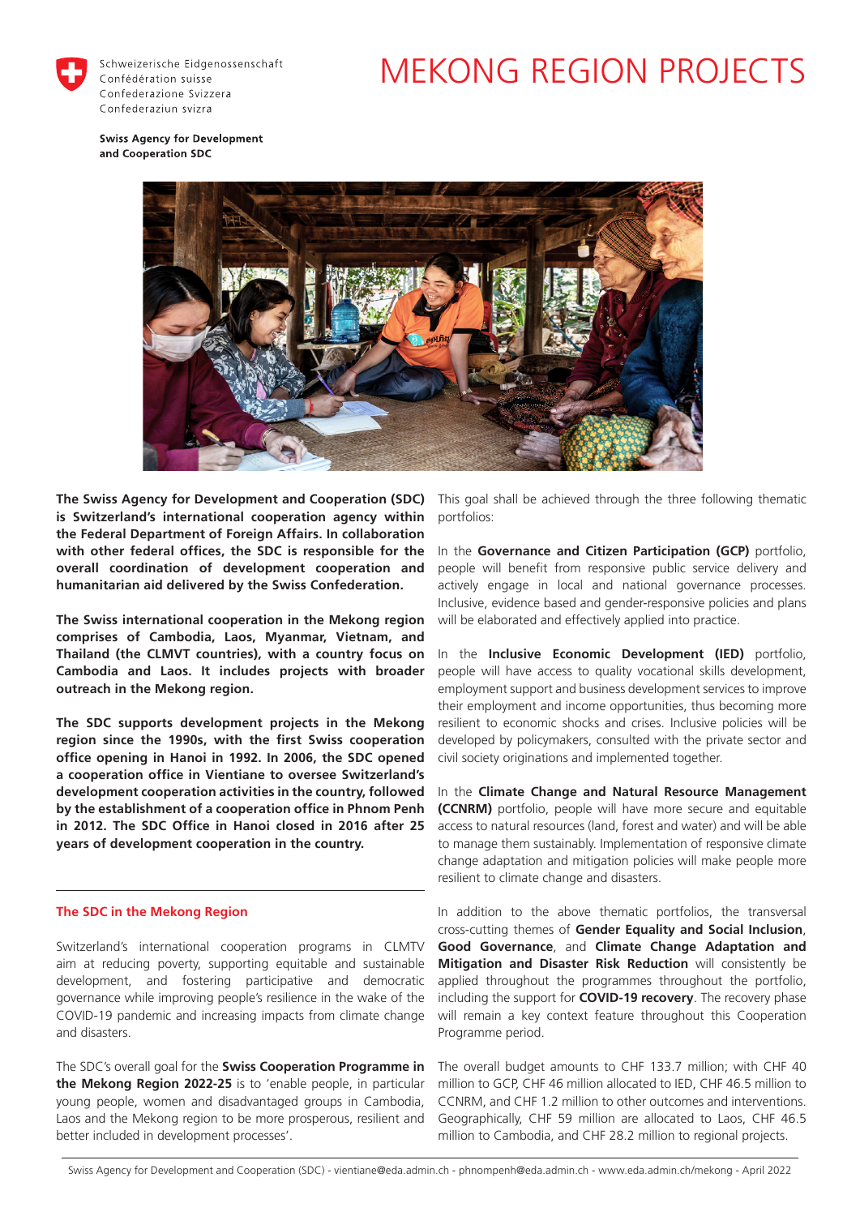Schweizerische Eidgenossenschaft
Confédération suisse
Confederazione Svizzera
Confederaziun svizra

**Swiss Agency for Development and Cooperation SDC**

# MEKONG REGION PROJECTS

**The Swiss Agency for Development and Cooperation (SDC) is Switzerland's international cooperation agency within the Federal Department of Foreign Affairs. In collaboration with other federal offices, the SDC is responsible for the overall coordination of development cooperation and humanitarian aid delivered by the Swiss Confederation.**

**The Swiss international cooperation in the Mekong region comprises of Cambodia, Laos, Myanmar, Vietnam, and Thailand (the CLMVT countries), with a country focus on Cambodia and Laos. It includes projects with broader outreach in the Mekong region.**

**The SDC supports development projects in the Mekong region since the 1990s, with the first Swiss cooperation office opening in Hanoi in 1992. In 2006, the SDC opened a cooperation office in Vientiane to oversee Switzerland's development cooperation activities in the country, followed by the establishment of a cooperation office in Phnom Penh in 2012. The SDC Office in Hanoi closed in 2016 after 25 years of development cooperation in the country.**

## The SDC in the Mekong Region

Switzerland's international cooperation programs in CLMTV aim at reducing poverty, supporting equitable and sustainable development, and fostering participative and democratic governance while improving people's resilience in the wake of the COVID-19 pandemic and increasing impacts from climate change and disasters.

The SDC's overall goal for the **Swiss Cooperation Programme in the Mekong Region 2022-25** is to 'enable people, in particular young people, women and disadvantaged groups in Cambodia, Laos and the Mekong region to be more prosperous, resilient and better included in development processes'.

This goal shall be achieved through the three following thematic portfolios:

In the **Governance and Citizen Participation (GCP)** portfolio, people will benefit from responsive public service delivery and actively engage in local and national governance processes. Inclusive, evidence based and gender-responsive policies and plans will be elaborated and effectively applied into practice.

In the **Inclusive Economic Development (IED)** portfolio, people will have access to quality vocational skills development, employment support and business development services to improve their employment and income opportunities, thus becoming more resilient to economic shocks and crises. Inclusive policies will be developed by policymakers, consulted with the private sector and civil society originations and implemented together.

In the **Climate Change and Natural Resource Management (CCNRM)** portfolio, people will have more secure and equitable access to natural resources (land, forest and water) and will be able to manage them sustainably. Implementation of responsive climate change adaptation and mitigation policies will make people more resilient to climate change and disasters.

In addition to the above thematic portfolios, the transversal cross-cutting themes of **Gender Equality and Social Inclusion**, **Good Governance**, and **Climate Change Adaptation and Mitigation and Disaster Risk Reduction** will consistently be applied throughout the programmes throughout the portfolio, including the support for **COVID-19 recovery**. The recovery phase will remain a key context feature throughout this Cooperation Programme period.

The overall budget amounts to CHF 133.7 million; with CHF 40 million to GCP, CHF 46 million allocated to IED, CHF 46.5 million to CCNRM, and CHF 1.2 million to other outcomes and interventions. Geographically, CHF 59 million are allocated to Laos, CHF 46.5 million to Cambodia, and CHF 28.2 million to regional projects.

Swiss Agency for Development and Cooperation (SDC) - vientiane@eda.admin.ch - phnompenh@eda.admin.ch - www.eda.admin.ch/mekong - April 2022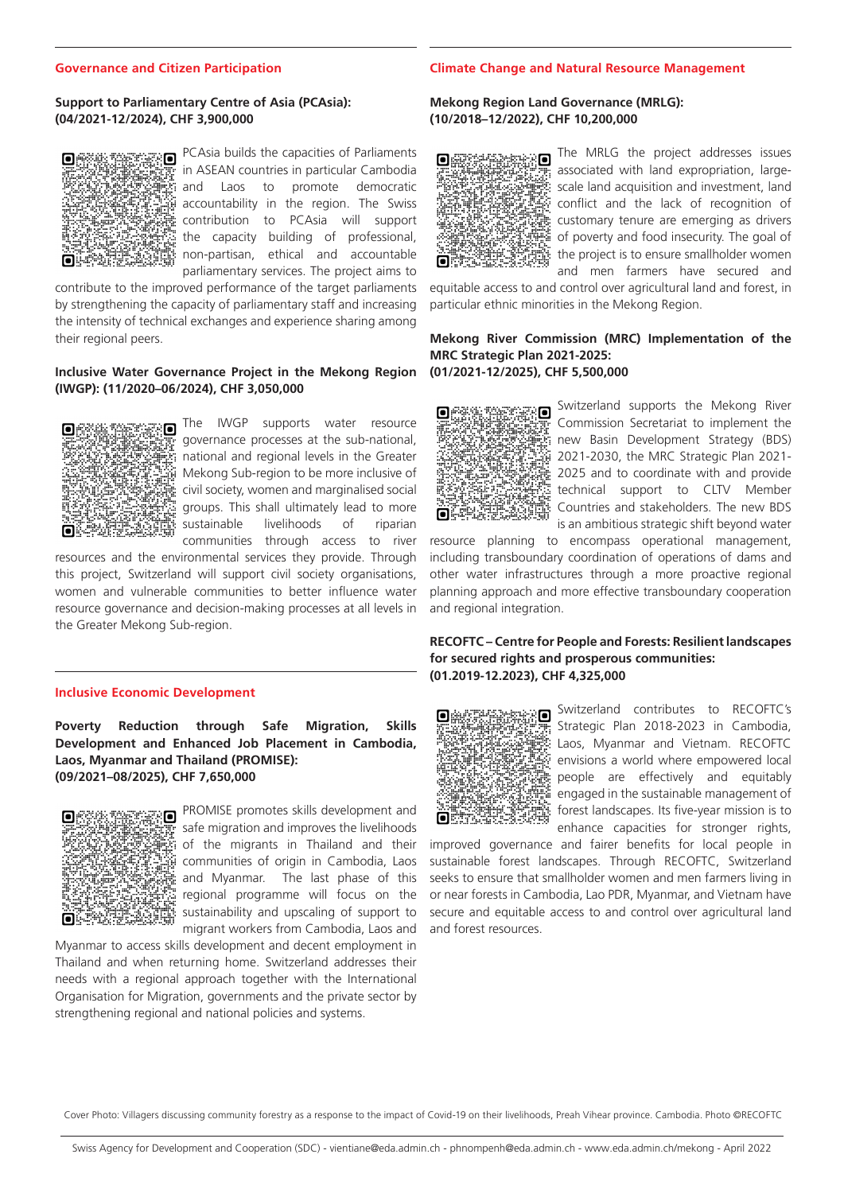## Governance and Citizen Participation

**Support to Parliamentary Centre of Asia (PCAsia): (04/2021-12/2024), CHF 3,900,000**

PCAsia builds the capacities of Parliaments in ASEAN countries in particular Cambodia and Laos to promote democratic accountability in the region. The Swiss contribution to PCAsia will support the capacity building of professional, non-partisan, ethical and accountable parliamentary services. The project aims to contribute to the improved performance of the target parliaments by strengthening the capacity of parliamentary staff and increasing the intensity of technical exchanges and experience sharing among their regional peers.

**Inclusive Water Governance Project in the Mekong Region (IWGP): (11/2020–06/2024), CHF 3,050,000**

The IWGP supports water resource governance processes at the sub-national, national and regional levels in the Greater Mekong Sub-region to be more inclusive of civil society, women and marginalised social groups. This shall ultimately lead to more sustainable livelihoods of riparian communities through access to river resources and the environmental services they provide. Through this project, Switzerland will support civil society organisations, women and vulnerable communities to better influence water resource governance and decision-making processes at all levels in the Greater Mekong Sub-region.

## Inclusive Economic Development

**Poverty Reduction through Safe Migration, Skills Development and Enhanced Job Placement in Cambodia, Laos, Myanmar and Thailand (PROMISE): (09/2021–08/2025), CHF 7,650,000**

PROMISE promotes skills development and safe migration and improves the livelihoods of the migrants in Thailand and their communities of origin in Cambodia, Laos and Myanmar. The last phase of this regional programme will focus on the sustainability and upscaling of support to migrant workers from Cambodia, Laos and Myanmar to access skills development and decent employment in Thailand and when returning home. Switzerland addresses their needs with a regional approach together with the International Organisation for Migration, governments and the private sector by strengthening regional and national policies and systems.

## Climate Change and Natural Resource Management

**Mekong Region Land Governance (MRLG): (10/2018–12/2022), CHF 10,200,000**

The MRLG the project addresses issues associated with land expropriation, large-scale land acquisition and investment, land conflict and the lack of recognition of customary tenure are emerging as drivers of poverty and food insecurity. The goal of the project is to ensure smallholder women and men farmers have secured and equitable access to and control over agricultural land and forest, in particular ethnic minorities in the Mekong Region.

**Mekong River Commission (MRC) Implementation of the MRC Strategic Plan 2021-2025: (01/2021-12/2025), CHF 5,500,000**

Switzerland supports the Mekong River Commission Secretariat to implement the new Basin Development Strategy (BDS) 2021-2030, the MRC Strategic Plan 2021-2025 and to coordinate with and provide technical support to CLTV Member Countries and stakeholders. The new BDS is an ambitious strategic shift beyond water resource planning to encompass operational management, including transboundary coordination of operations of dams and other water infrastructures through a more proactive regional planning approach and more effective transboundary cooperation and regional integration.

**RECOFTC – Centre for People and Forests: Resilient landscapes for secured rights and prosperous communities: (01.2019-12.2023), CHF 4,325,000**

Switzerland contributes to RECOFTC's Strategic Plan 2018-2023 in Cambodia, Laos, Myanmar and Vietnam. RECOFTC envisions a world where empowered local people are effectively and equitably engaged in the sustainable management of forest landscapes. Its five-year mission is to enhance capacities for stronger rights, improved governance and fairer benefits for local people in sustainable forest landscapes. Through RECOFTC, Switzerland seeks to ensure that smallholder women and men farmers living in or near forests in Cambodia, Lao PDR, Myanmar, and Vietnam have secure and equitable access to and control over agricultural land and forest resources.

Cover Photo: Villagers discussing community forestry as a response to the impact of Covid-19 on their livelihoods, Preah Vihear province. Cambodia. Photo ©RECOFTC

Swiss Agency for Development and Cooperation (SDC) - vientiane@eda.admin.ch - phnompenh@eda.admin.ch - www.eda.admin.ch/mekong - April 2022